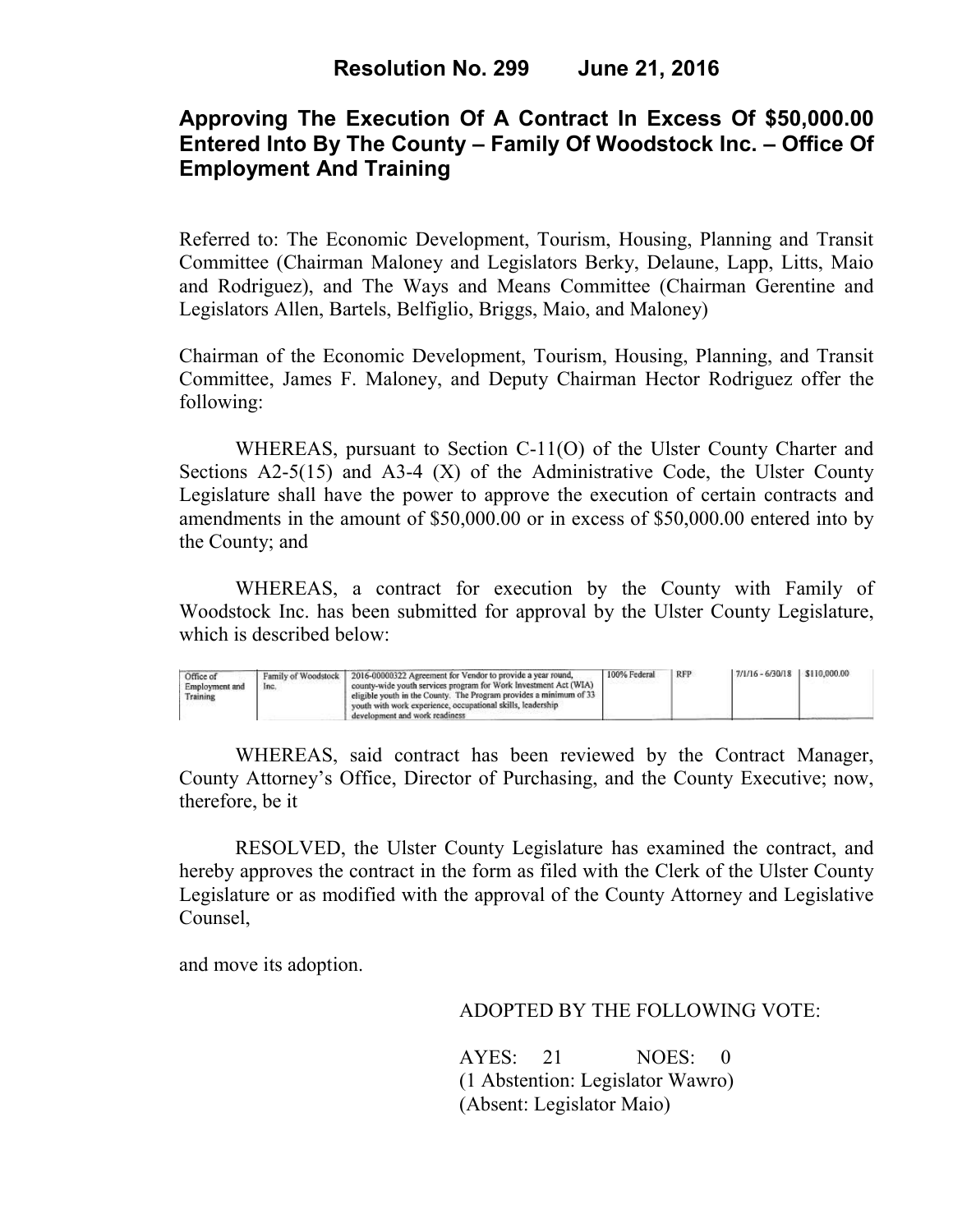# Resolution No. 299 June 21, 2016

## Approving The Execution Of A Contract In Excess Of $50,000.00 Entered Into By The County – Family Of Woodstock Inc. – Office Of Employment And Training

Referred to: The Economic Development, Tourism, Housing, Planning and Transit Committee (Chairman Maloney and Legislators Berky, Delaune, Lapp, Litts, Maio and Rodriguez), and The Ways and Means Committee (Chairman Gerentine and Legislators Allen, Bartels, Belfiglio, Briggs, Maio, and Maloney)

Chairman of the Economic Development, Tourism, Housing, Planning, and Transit Committee, James F. Maloney, and Deputy Chairman Hector Rodriguez offer the following:

WHEREAS, pursuant to Section C-11(O) of the Ulster County Charter and Sections A2-5(15) and A3-4 (X) of the Administrative Code, the Ulster County Legislature shall have the power to approve the execution of certain contracts and amendments in the amount of $50,000.00 or in excess of $50,000.00 entered into by the County; and

WHEREAS, a contract for execution by the County with Family of Woodstock Inc. has been submitted for approval by the Ulster County Legislature, which is described below:

| | | | | | | |
|---|---|---|---|---|---|---|
| Office of Employment and Training | Family of Woodstock Inc. | 2016-00000322 Agreement for Vendor to provide a year round, county-wide youth services program for Work Investment Act (WIA) eligible youth in the County. The Program provides a minimum of 33 youth with work experience, occupational skills, leadership development and work readiness | 100% Federal | RFP | 7/1/16 – 6/30/18 | $110,000.00 |

WHEREAS, said contract has been reviewed by the Contract Manager, County Attorney's Office, Director of Purchasing, and the County Executive; now, therefore, be it

RESOLVED, the Ulster County Legislature has examined the contract, and hereby approves the contract in the form as filed with the Clerk of the Ulster County Legislature or as modified with the approval of the County Attorney and Legislative Counsel,

and move its adoption.

ADOPTED BY THE FOLLOWING VOTE:

AYES: 21 NOES: 0
(1 Abstention: Legislator Wawro)
(Absent: Legislator Maio)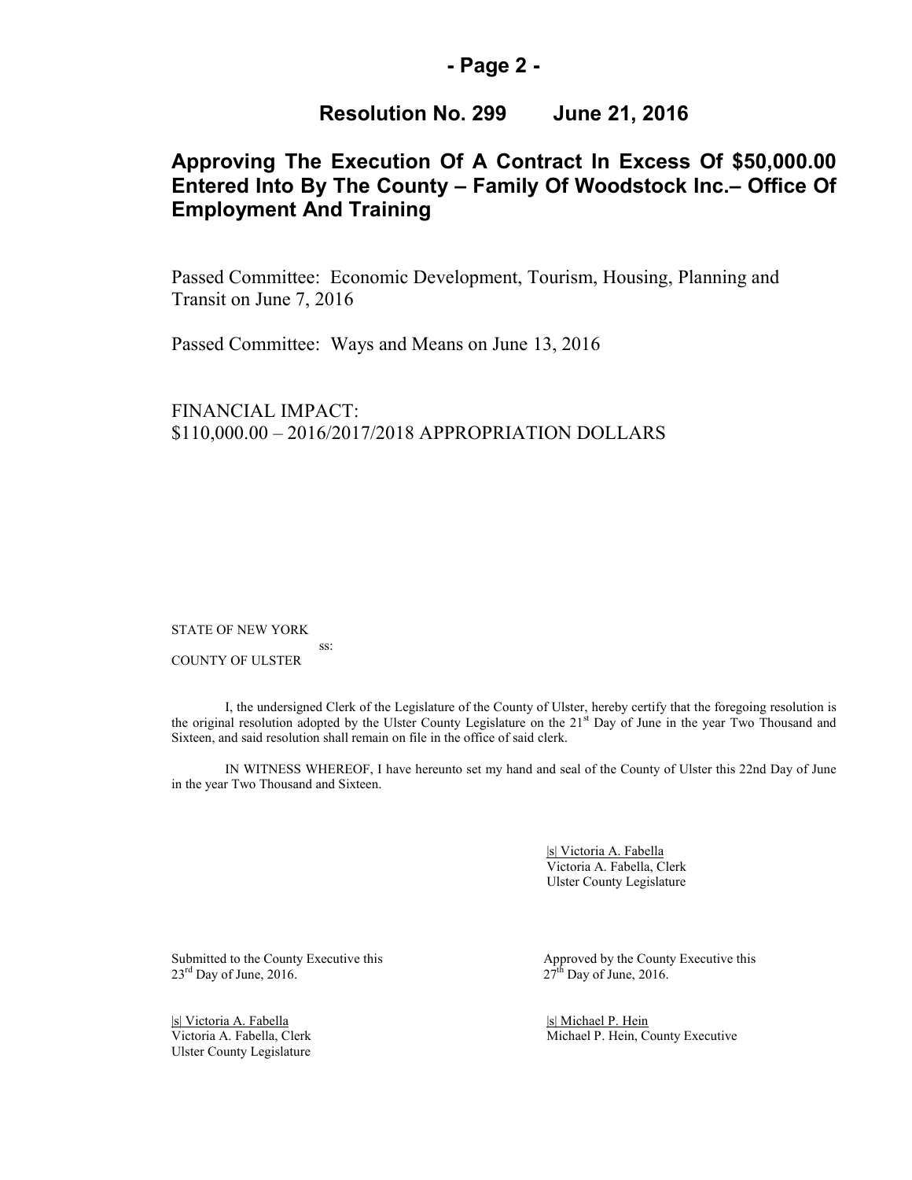## Resolution No. 299 June 21, 2016

## Approving The Execution Of A Contract In Excess Of $50,000.00 Entered Into By The County – Family Of Woodstock Inc.– Office Of Employment And Training

Passed Committee: Economic Development, Tourism, Housing, Planning and Transit on June 7, 2016

Passed Committee: Ways and Means on June 13, 2016

FINANCIAL IMPACT:
$110,000.00 – 2016/2017/2018 APPROPRIATION DOLLARS

STATE OF NEW YORK
ss:
COUNTY OF ULSTER

I, the undersigned Clerk of the Legislature of the County of Ulster, hereby certify that the foregoing resolution is the original resolution adopted by the Ulster County Legislature on the 21st Day of June in the year Two Thousand and Sixteen, and said resolution shall remain on file in the office of said clerk.

IN WITNESS WHEREOF, I have hereunto set my hand and seal of the County of Ulster this 22nd Day of June in the year Two Thousand and Sixteen.

|s| Victoria A. Fabella
Victoria A. Fabella, Clerk
Ulster County Legislature

Submitted to the County Executive this 23rd Day of June, 2016.

|s| Victoria A. Fabella
Victoria A. Fabella, Clerk
Ulster County Legislature

Approved by the County Executive this 27th Day of June, 2016.

|s| Michael P. Hein
Michael P. Hein, County Executive